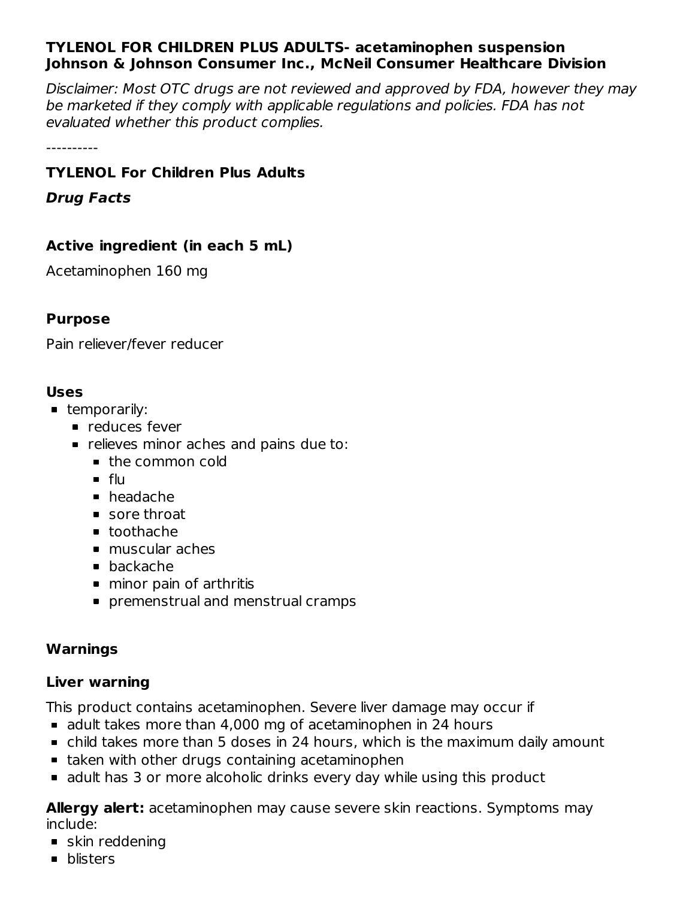**TYLENOL FOR CHILDREN PLUS ADULTS- acetaminophen suspension**
**Johnson & Johnson Consumer Inc., McNeil Consumer Healthcare Division**

*Disclaimer: Most OTC drugs are not reviewed and approved by FDA, however they may be marketed if they comply with applicable regulations and policies. FDA has not evaluated whether this product complies.*

----------

### TYLENOL For Children Plus Adults

***Drug Facts***

### Active ingredient (in each 5 mL)

Acetaminophen 160 mg

### Purpose

Pain reliever/fever reducer

### Uses

- temporarily:
  - reduces fever
  - relieves minor aches and pains due to:
    - the common cold
    - flu
    - headache
    - sore throat
    - toothache
    - muscular aches
    - backache
    - minor pain of arthritis
    - premenstrual and menstrual cramps

### Warnings

### Liver warning

This product contains acetaminophen. Severe liver damage may occur if

- adult takes more than 4,000 mg of acetaminophen in 24 hours
- child takes more than 5 doses in 24 hours, which is the maximum daily amount
- taken with other drugs containing acetaminophen
- adult has 3 or more alcoholic drinks every day while using this product

**Allergy alert:** acetaminophen may cause severe skin reactions. Symptoms may include:

- skin reddening
- blisters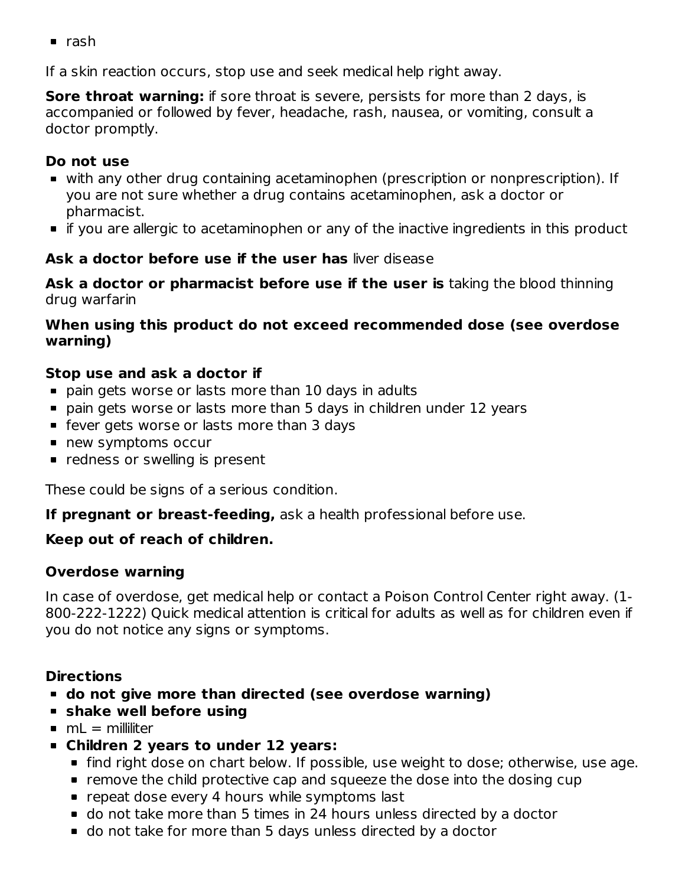- rash

If a skin reaction occurs, stop use and seek medical help right away.

**Sore throat warning:** if sore throat is severe, persists for more than 2 days, is accompanied or followed by fever, headache, rash, nausea, or vomiting, consult a doctor promptly.

**Do not use**

- with any other drug containing acetaminophen (prescription or nonprescription). If you are not sure whether a drug contains acetaminophen, ask a doctor or pharmacist.
- if you are allergic to acetaminophen or any of the inactive ingredients in this product

**Ask a doctor before use if the user has** liver disease

**Ask a doctor or pharmacist before use if the user is** taking the blood thinning drug warfarin

**When using this product do not exceed recommended dose (see overdose warning)**

**Stop use and ask a doctor if**

- pain gets worse or lasts more than 10 days in adults
- pain gets worse or lasts more than 5 days in children under 12 years
- fever gets worse or lasts more than 3 days
- new symptoms occur
- redness or swelling is present

These could be signs of a serious condition.

**If pregnant or breast-feeding,** ask a health professional before use.

**Keep out of reach of children.**

**Overdose warning**

In case of overdose, get medical help or contact a Poison Control Center right away. (1-800-222-1222) Quick medical attention is critical for adults as well as for children even if you do not notice any signs or symptoms.

**Directions**

- **do not give more than directed (see overdose warning)**
- **shake well before using**
- mL = milliliter
- **Children 2 years to under 12 years:**
  - find right dose on chart below. If possible, use weight to dose; otherwise, use age.
  - remove the child protective cap and squeeze the dose into the dosing cup
  - repeat dose every 4 hours while symptoms last
  - do not take more than 5 times in 24 hours unless directed by a doctor
  - do not take for more than 5 days unless directed by a doctor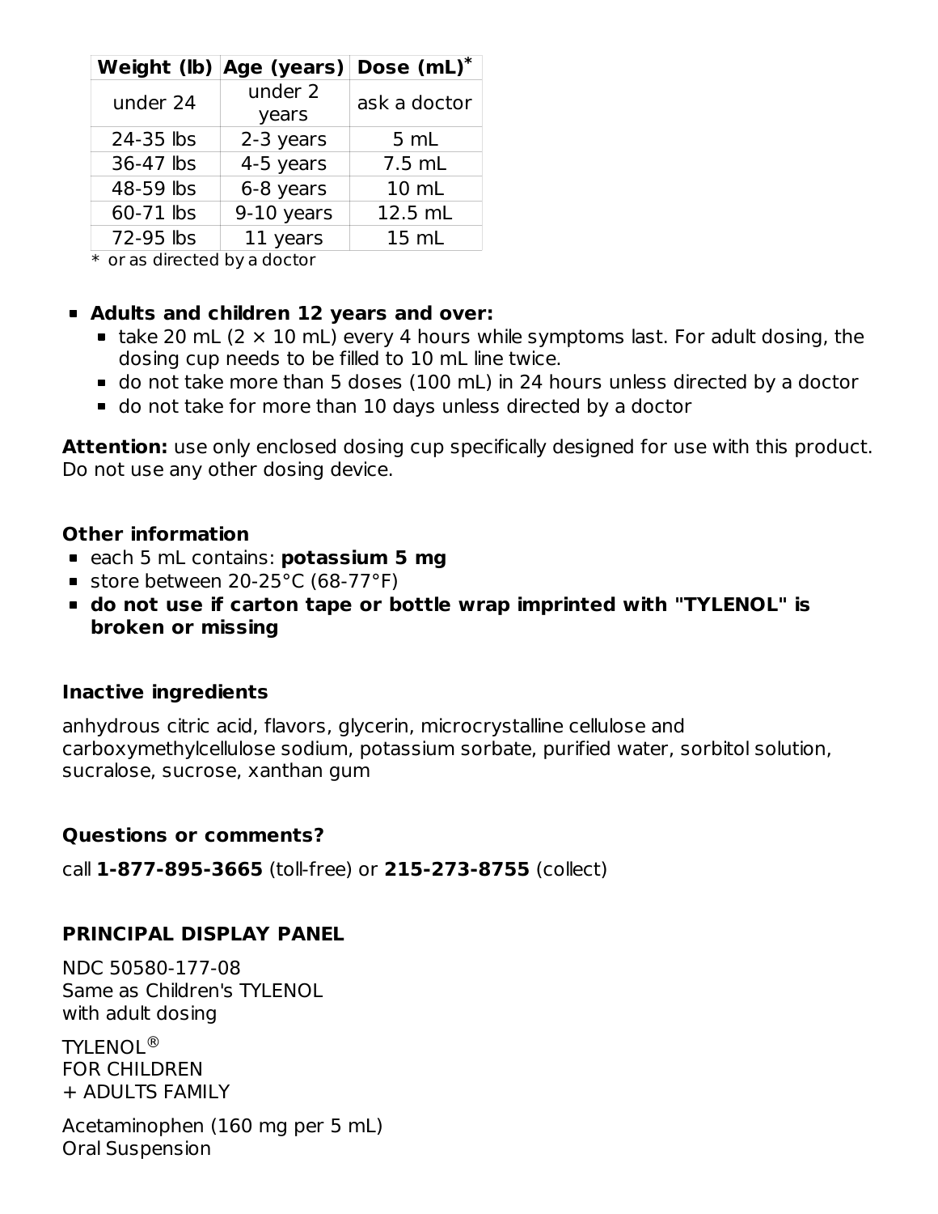| Weight (lb) | Age (years) | Dose (mL)* |
| --- | --- | --- |
| under 24 | under 2 years | ask a doctor |
| 24-35 lbs | 2-3 years | 5 mL |
| 36-47 lbs | 4-5 years | 7.5 mL |
| 48-59 lbs | 6-8 years | 10 mL |
| 60-71 lbs | 9-10 years | 12.5 mL |
| 72-95 lbs | 11 years | 15 mL |

* or as directed by a doctor

- **Adults and children 12 years and over:**
  - take 20 mL (2 × 10 mL) every 4 hours while symptoms last. For adult dosing, the dosing cup needs to be filled to 10 mL line twice.
  - do not take more than 5 doses (100 mL) in 24 hours unless directed by a doctor
  - do not take for more than 10 days unless directed by a doctor

**Attention:** use only enclosed dosing cup specifically designed for use with this product. Do not use any other dosing device.

### Other information

- each 5 mL contains: **potassium 5 mg**
- store between 20-25°C (68-77°F)
- **do not use if carton tape or bottle wrap imprinted with "TYLENOL" is broken or missing**

### Inactive ingredients

anhydrous citric acid, flavors, glycerin, microcrystalline cellulose and carboxymethylcellulose sodium, potassium sorbate, purified water, sorbitol solution, sucralose, sucrose, xanthan gum

### Questions or comments?

call **1-877-895-3665** (toll-free) or **215-273-8755** (collect)

### PRINCIPAL DISPLAY PANEL

NDC 50580-177-08
Same as Children's TYLENOL
with adult dosing

TYLENOL®
FOR CHILDREN
+ ADULTS FAMILY

Acetaminophen (160 mg per 5 mL)
Oral Suspension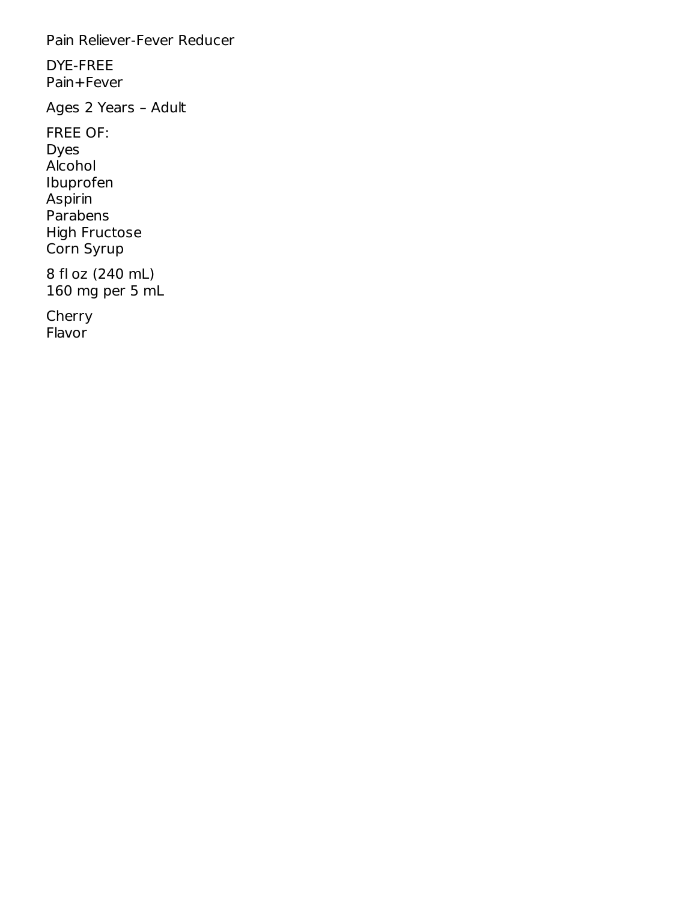Pain Reliever-Fever Reducer

DYE-FREE
Pain+Fever

Ages 2 Years – Adult

FREE OF:
Dyes
Alcohol
Ibuprofen
Aspirin
Parabens
High Fructose
Corn Syrup

8 fl oz (240 mL)
160 mg per 5 mL

Cherry
Flavor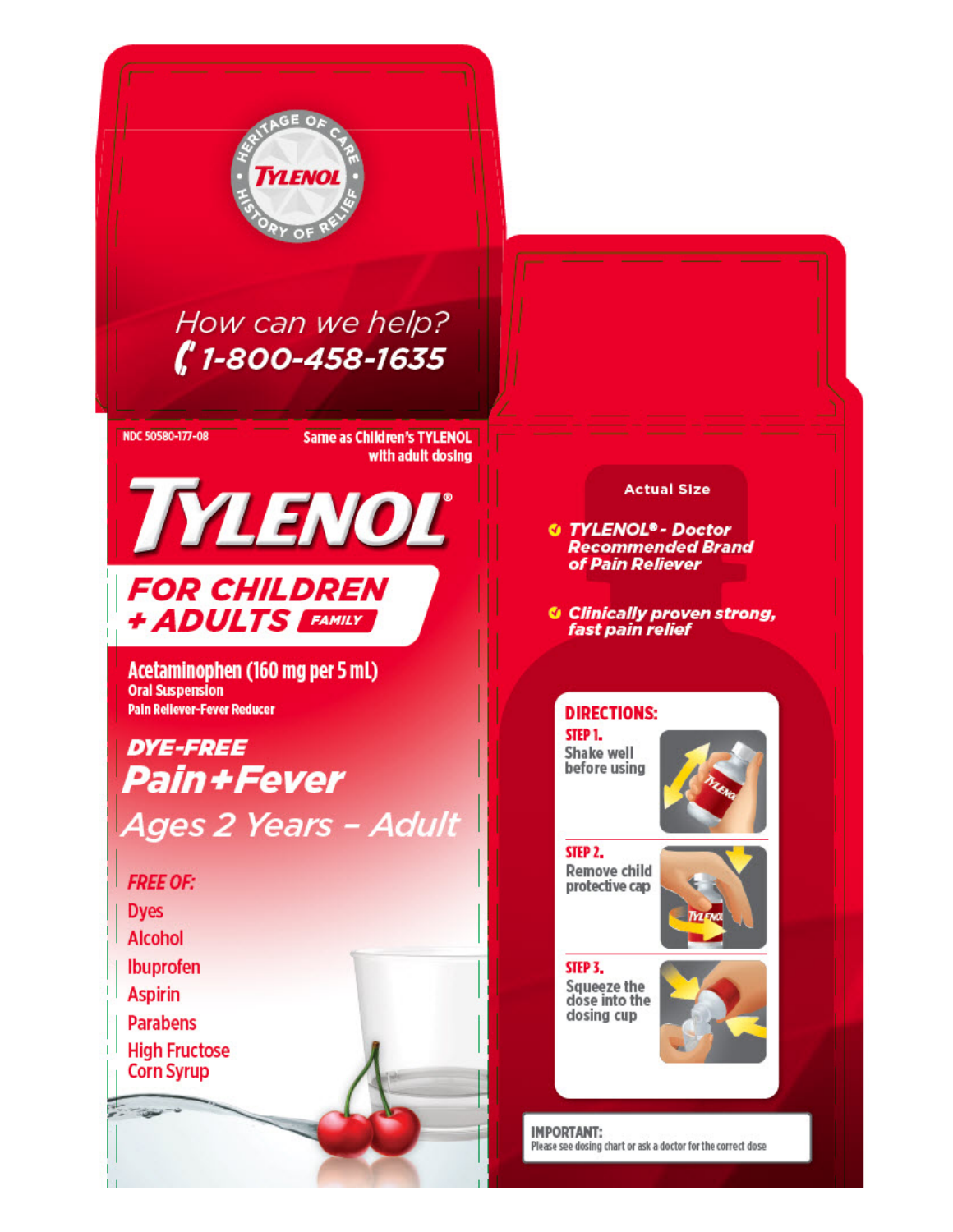HERITAGE OF CARE · TYLENOL · HISTORY OF RELIEF

*How can we help?*

**1-800-458-1635**

NDC 50580-177-08

**Same as Children's TYLENOL with adult dosing**

# TYLENOL®

## FOR CHILDREN + ADULTS FAMILY

**Acetaminophen (160 mg per 5 mL)**

**Oral Suspension**

**Pain Reliever-Fever Reducer**

***DYE-FREE***

***Pain+Fever***

*Ages 2 Years – Adult*

**FREE OF:**

- Dyes
- Alcohol
- Ibuprofen
- Aspirin
- Parabens
- High Fructose Corn Syrup

**Actual Size**

- ***TYLENOL® - Doctor Recommended Brand of Pain Reliever***
- ***Clinically proven strong, fast pain relief***

**DIRECTIONS:**

**STEP 1.** Shake well before using

**STEP 2.** Remove child protective cap

**STEP 3.** Squeeze the dose into the dosing cup

**IMPORTANT:**
Please see dosing chart or ask a doctor for the correct dose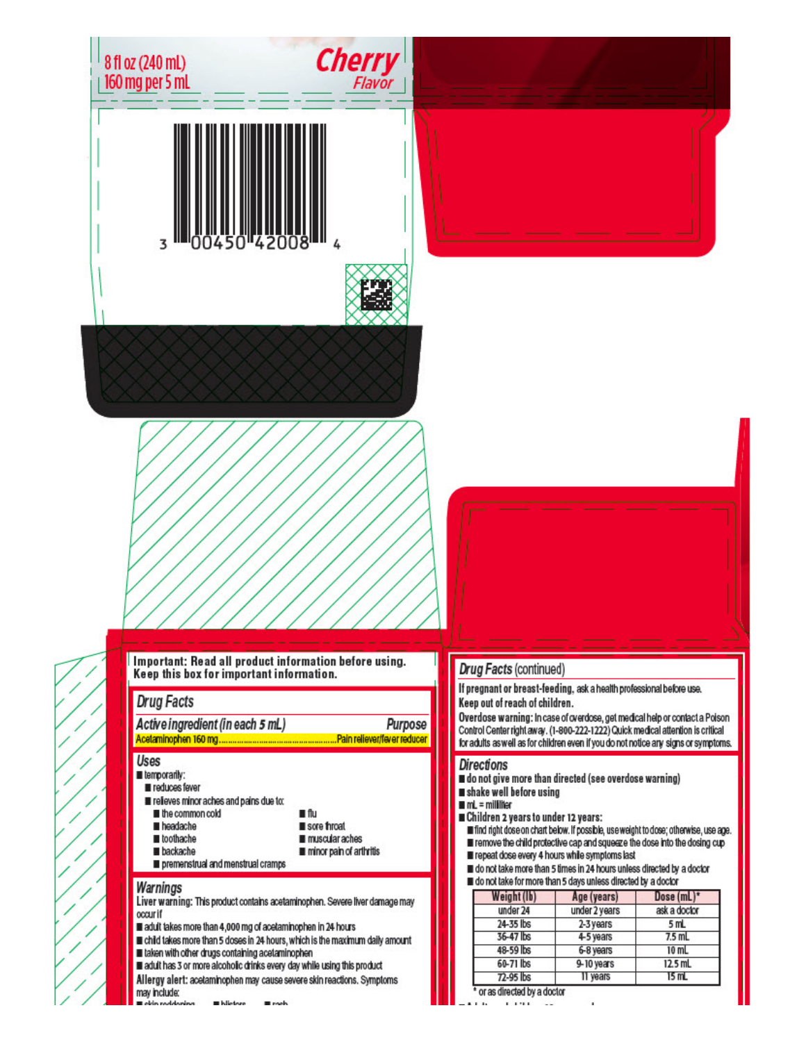8 fl oz (240 mL)
160 mg per 5 mL

**Cherry** *Flavor*

3 00450 42008 4

**Important: Read all product information before using. Keep this box for important information.**

## *Drug Facts*

| *Active ingredient (in each 5 mL)* | *Purpose* |
|---|---|
| Acetaminophen 160 mg | Pain reliever/fever reducer |

### *Uses*

- temporarily:
  - reduces fever
  - relieves minor aches and pains due to:
    - the common cold
    - headache
    - toothache
    - backache
    - premenstrual and menstrual cramps
    - flu
    - sore throat
    - muscular aches
    - minor pain of arthritis

### *Warnings*

**Liver warning:** This product contains acetaminophen. Severe liver damage may occur if

- adult takes more than 4,000 mg of acetaminophen in 24 hours
- child takes more than 5 doses in 24 hours, which is the maximum daily amount
- taken with other drugs containing acetaminophen
- adult has 3 or more alcoholic drinks every day while using this product

**Allergy alert:** acetaminophen may cause severe skin reactions. Symptoms may include:

- skin reddening
- blisters
- rash

## *Drug Facts* (continued)

**If pregnant or breast-feeding,** ask a health professional before use.

**Keep out of reach of children.**

**Overdose warning:** In case of overdose, get medical help or contact a Poison Control Center right away. (1-800-222-1222) Quick medical attention is critical for adults as well as for children even if you do not notice any signs or symptoms.

### *Directions*

- **do not give more than directed (see overdose warning)**
- **shake well before using**
- **mL = milliliter**
- **Children 2 years to under 12 years:**
  - find right dose on chart below. If possible, use weight to dose; otherwise, use age.
  - remove the child protective cap and squeeze the dose into the dosing cup
  - repeat dose every 4 hours while symptoms last
  - do not take more than 5 times in 24 hours unless directed by a doctor
  - do not take for more than 5 days unless directed by a doctor

| Weight (lb) | Age (years) | Dose (mL)* |
|---|---|---|
| under 24 | under 2 years | ask a doctor |
| 24-35 lbs | 2-3 years | 5 mL |
| 36-47 lbs | 4-5 years | 7.5 mL |
| 48-59 lbs | 6-8 years | 10 mL |
| 60-71 lbs | 9-10 years | 12.5 mL |
| 72-95 lbs | 11 years | 15 mL |

\* or as directed by a doctor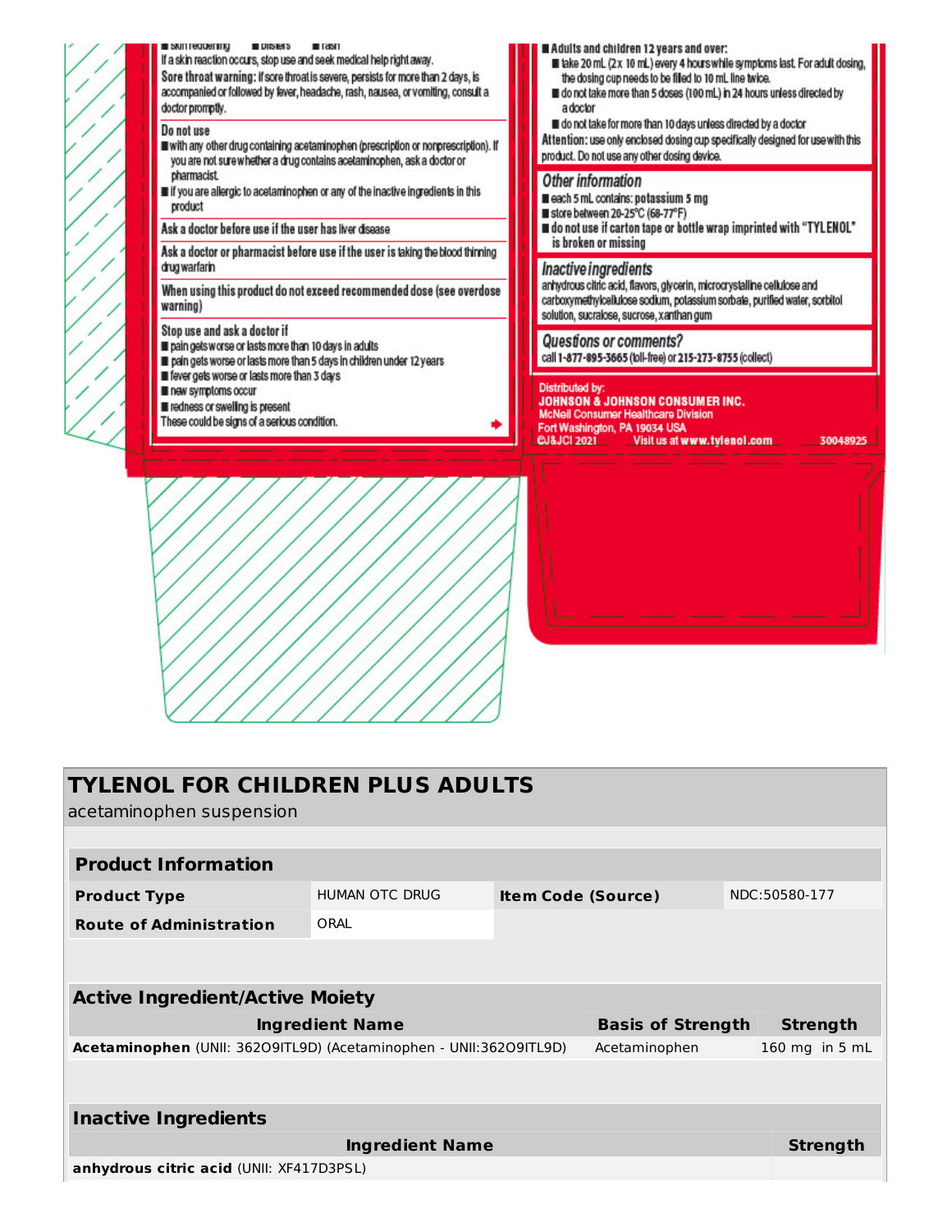■ skin reddening ■ blisters ■ rash

If a skin reaction occurs, stop use and seek medical help right away.

**Sore throat warning:** If sore throat is severe, persists for more than 2 days, is accompanied or followed by fever, headache, rash, nausea, or vomiting, consult a doctor promptly.

**Do not use**

- with any other drug containing acetaminophen (prescription or nonprescription). If you are not sure whether a drug contains acetaminophen, ask a doctor or pharmacist.
- if you are allergic to acetaminophen or any of the inactive ingredients in this product

**Ask a doctor before use if the user has** liver disease

**Ask a doctor or pharmacist before use if the user is** taking the blood thinning drug warfarin

**When using this product** do not exceed recommended dose (see overdose warning)

**Stop use and ask a doctor if**

- pain gets worse or lasts more than 10 days in adults
- pain gets worse or lasts more than 5 days in children under 12 years
- fever gets worse or lasts more than 3 days
- new symptoms occur
- redness or swelling is present

These could be signs of a serious condition.

- **Adults and children 12 years and over:**
  - take 20 mL (2x 10 mL) every 4 hours while symptoms last. For adult dosing, the dosing cup needs to be filled to 10 mL line twice.
  - do not take more than 5 doses (100 mL) in 24 hours unless directed by a doctor
  - do not take for more than 10 days unless directed by a doctor

**Attention:** use only enclosed dosing cup specifically designed for use with this product. Do not use any other dosing device.

***Other information***

- each 5 mL contains: **potassium 5 mg**
- store between 20-25°C (68-77°F)
- **do not use if carton tape or bottle wrap imprinted with "TYLENOL" is broken or missing**

***Inactive ingredients***

anhydrous citric acid, flavors, glycerin, microcrystalline cellulose and carboxymethylcellulose sodium, potassium sorbate, purified water, sorbitol solution, sucralose, sucrose, xanthan gum

***Questions or comments?***

call **1-877-895-3665** (toll-free) or **215-273-8755** (collect)

Distributed by:
**JOHNSON & JOHNSON CONSUMER INC.**
McNeil Consumer Healthcare Division
Fort Washington, PA 19034 USA
©J&JCI 2021 Visit us at **www.tylenol.com** 30048925

## TYLENOL FOR CHILDREN PLUS ADULTS

acetaminophen suspension

| **Product Information** | | | |
|---|---|---|---|
| **Product Type** | HUMAN OTC DRUG | **Item Code (Source)** | NDC:50580-177 |
| **Route of Administration** | ORAL | | |

| **Active Ingredient/Active Moiety** | | |
|---|---|---|
| **Ingredient Name** | **Basis of Strength** | **Strength** |
| **Acetaminophen** (UNII: 362O9ITL9D) (Acetaminophen - UNII:362O9ITL9D) | Acetaminophen | 160 mg in 5 mL |

| **Inactive Ingredients** | |
|---|---|
| **Ingredient Name** | **Strength** |
| **anhydrous citric acid** (UNII: XF417D3PSL) | |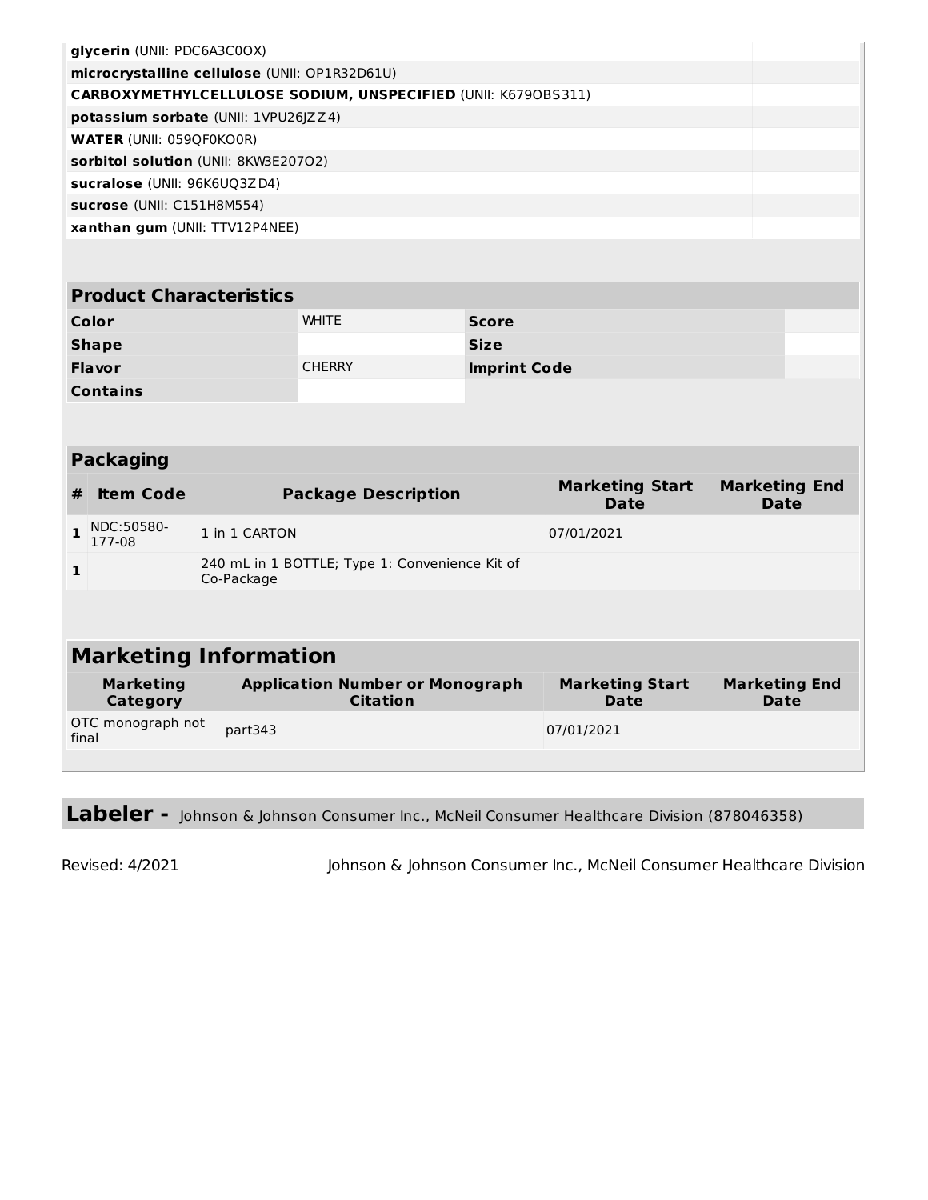| | |
|---|---|
| **glycerin** (UNII: PDC6A3C0OX) | |
| **microcrystalline cellulose** (UNII: OP1R32D61U) | |
| **CARBOXYMETHYLCELLULOSE SODIUM, UNSPECIFIED** (UNII: K679OBS311) | |
| **potassium sorbate** (UNII: 1VPU26JZZ4) | |
| **WATER** (UNII: 059QF0KO0R) | |
| **sorbitol solution** (UNII: 8KW3E207O2) | |
| **sucralose** (UNII: 96K6UQ3ZD4) | |
| **sucrose** (UNII: C151H8M554) | |
| **xanthan gum** (UNII: TTV12P4NEE) | |

**Product Characteristics**

| | | | |
|---|---|---|---|
| **Color** | WHITE | **Score** | |
| **Shape** | | **Size** | |
| **Flavor** | CHERRY | **Imprint Code** | |
| **Contains** | | | |

**Packaging**

| # | Item Code | Package Description | Marketing Start Date | Marketing End Date |
|---|---|---|---|---|
| 1 | NDC:50580-177-08 | 1 in 1 CARTON | 07/01/2021 | |
| 1 | | 240 mL in 1 BOTTLE; Type 1: Convenience Kit of Co-Package | | |

**Marketing Information**

| Marketing Category | Application Number or Monograph Citation | Marketing Start Date | Marketing End Date |
|---|---|---|---|
| OTC monograph not final | part343 | 07/01/2021 | |

**Labeler -** Johnson & Johnson Consumer Inc., McNeil Consumer Healthcare Division (878046358)

Revised: 4/2021 Johnson & Johnson Consumer Inc., McNeil Consumer Healthcare Division